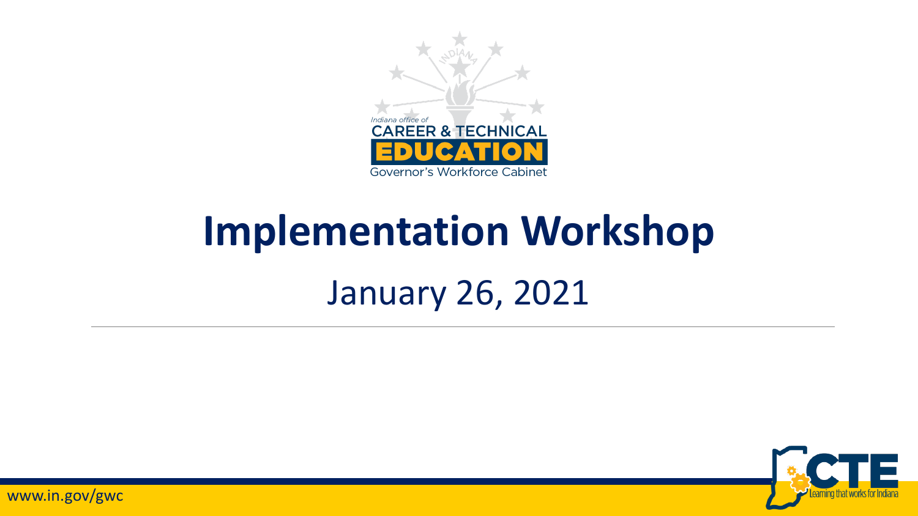Indiana office of
CAREER & TECHNICAL
EDUCATION
Governor's Workforce Cabinet

# Implementation Workshop

## January 26, 2021

www.in.gov/gwc

CTE Learning that works for Indiana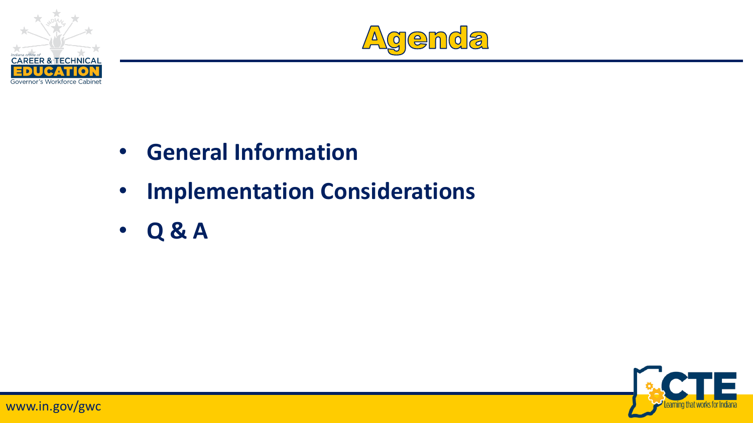# Agenda

- **General Information**
- **Implementation Considerations**
- **Q & A**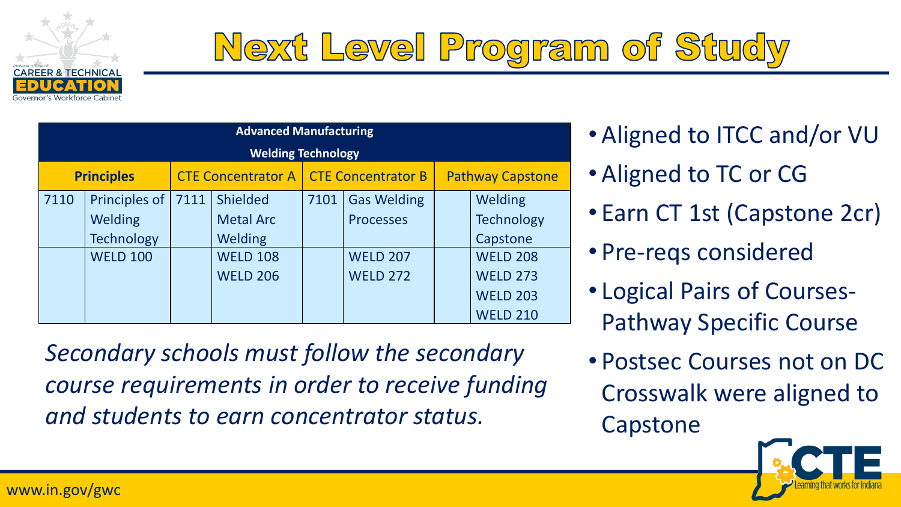# Next Level Program of Study

| Advanced Manufacturing<br>Welding Technology | | | | | | | |
|---|---|---|---|---|---|---|---|
| **Principles** | | CTE Concentrator A | | CTE Concentrator B | | Pathway Capstone | |
| 7110 | Principles of Welding Technology | 7111 | Shielded Metal Arc Welding | 7101 | Gas Welding Processes | | Welding Technology Capstone |
| | WELD 100 | | WELD 108<br>WELD 206 | | WELD 207<br>WELD 272 | | WELD 208<br>WELD 273<br>WELD 203<br>WELD 210 |

*Secondary schools must follow the secondary course requirements in order to receive funding and students to earn concentrator status.*

- Aligned to ITCC and/or VU
- Aligned to TC or CG
- Earn CT 1st (Capstone 2cr)
- Pre-reqs considered
- Logical Pairs of Courses- Pathway Specific Course
- Postsec Courses not on DC Crosswalk were aligned to Capstone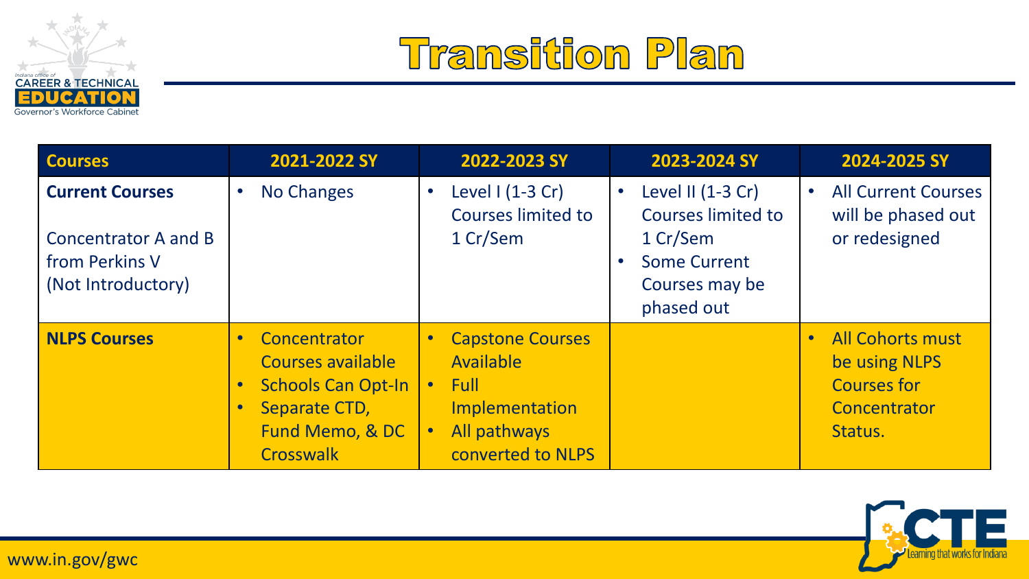# Transition Plan

| Courses | 2021-2022 SY | 2022-2023 SY | 2023-2024 SY | 2024-2025 SY |
|---|---|---|---|---|
| **Current Courses**<br><br>Concentrator A and B from Perkins V (Not Introductory) | • No Changes | • Level I (1-3 Cr) Courses limited to 1 Cr/Sem | • Level II (1-3 Cr) Courses limited to 1 Cr/Sem<br>• Some Current Courses may be phased out | • All Current Courses will be phased out or redesigned |
| **NLPS Courses** | • Concentrator Courses available<br>• Schools Can Opt-In<br>• Separate CTD, Fund Memo, & DC Crosswalk | • Capstone Courses Available<br>• Full Implementation<br>• All pathways converted to NLPS | | • All Cohorts must be using NLPS Courses for Concentrator Status. |

www.in.gov/gwc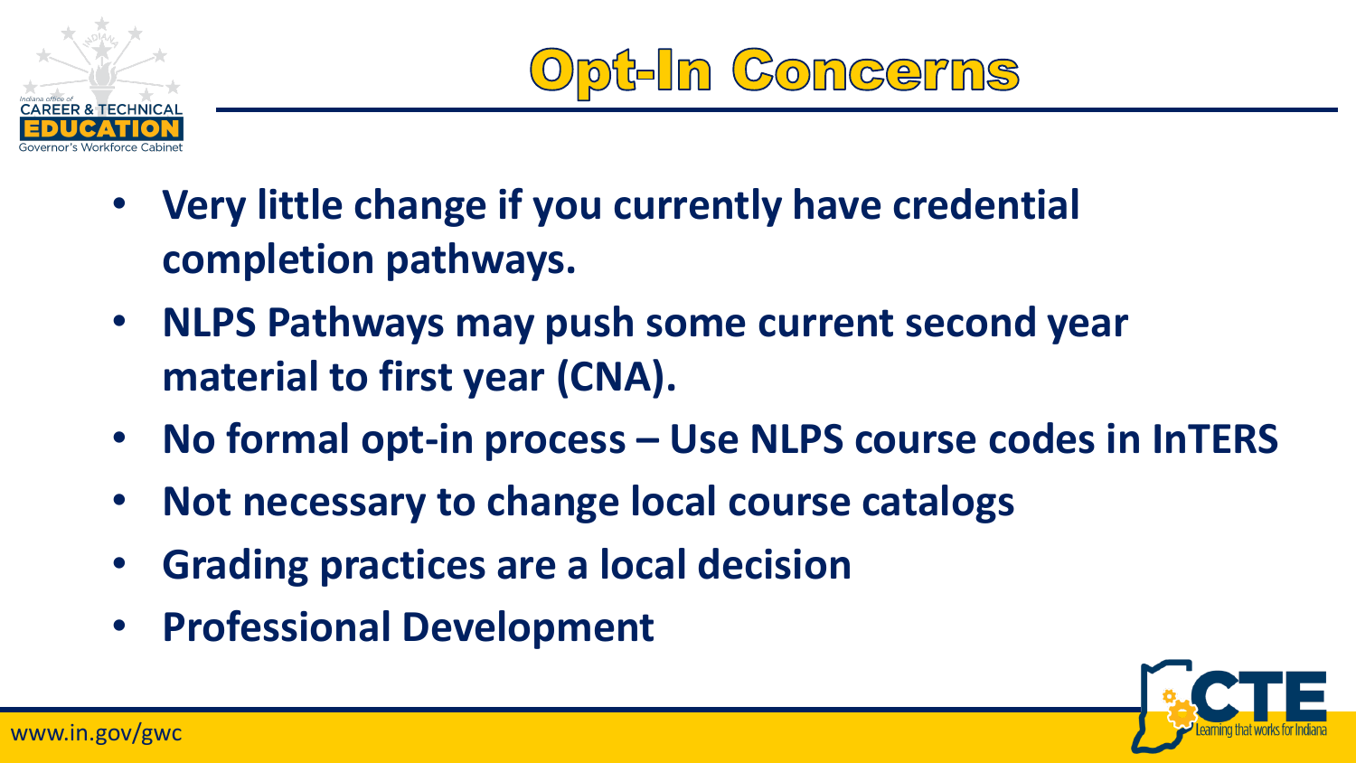# Opt-In Concerns

- **Very little change if you currently have credential completion pathways.**
- **NLPS Pathways may push some current second year material to first year (CNA).**
- **No formal opt-in process – Use NLPS course codes in InTERS**
- **Not necessary to change local course catalogs**
- **Grading practices are a local decision**
- **Professional Development**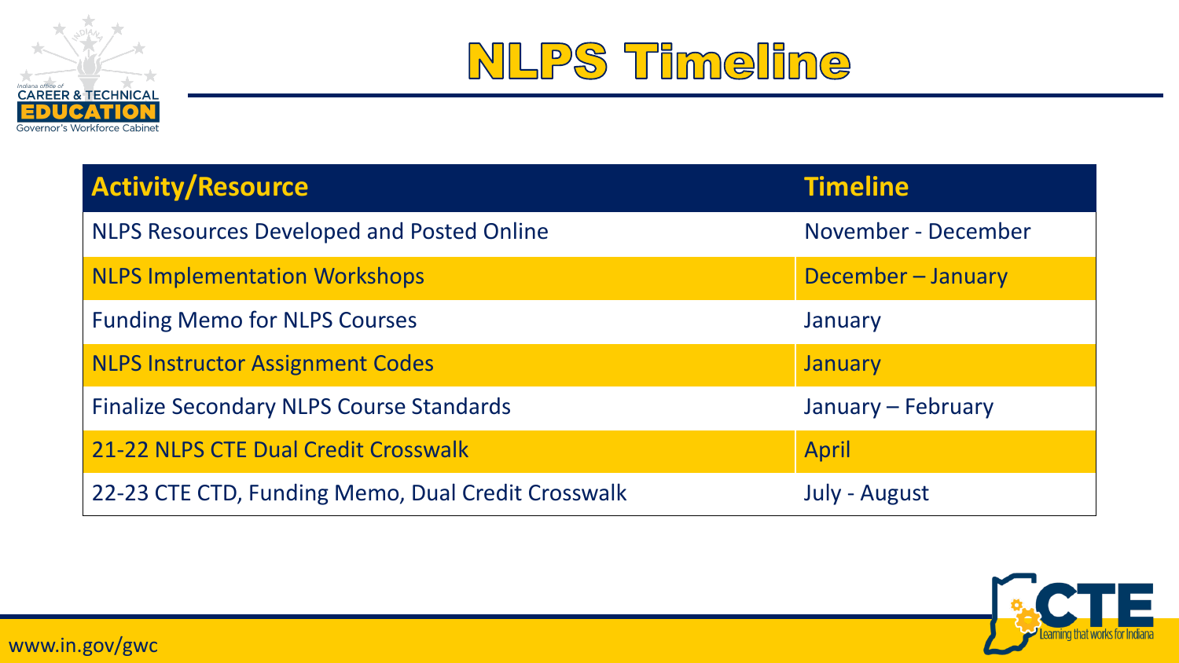# NLPS Timeline

| Activity/Resource | Timeline |
| --- | --- |
| NLPS Resources Developed and Posted Online | November - December |
| NLPS Implementation Workshops | December – January |
| Funding Memo for NLPS Courses | January |
| NLPS Instructor Assignment Codes | January |
| Finalize Secondary NLPS Course Standards | January – February |
| 21-22 NLPS CTE Dual Credit Crosswalk | April |
| 22-23 CTE CTD, Funding Memo, Dual Credit Crosswalk | July - August |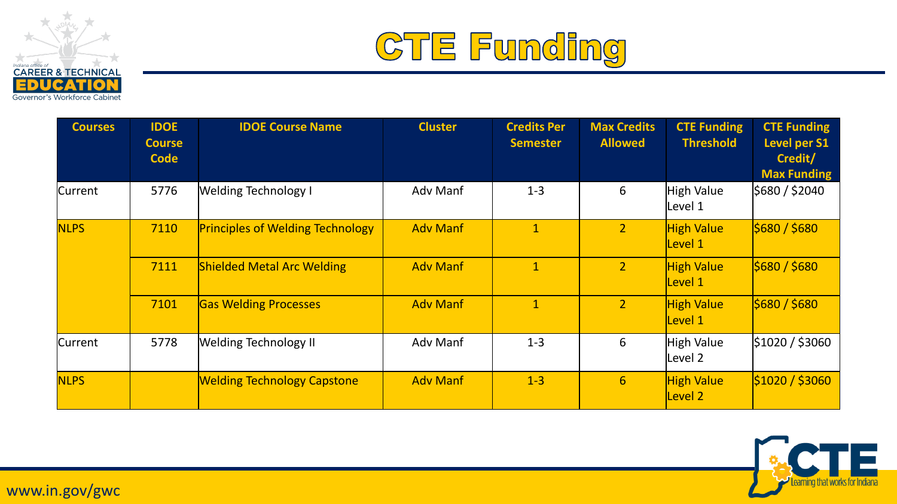# CTE Funding

| Courses | IDOE Course Code | IDOE Course Name | Cluster | Credits Per Semester | Max Credits Allowed | CTE Funding Threshold | CTE Funding Level per S1 Credit/ Max Funding |
|---|---|---|---|---|---|---|---|
| Current | 5776 | Welding Technology I | Adv Manf | 1-3 | 6 | High Value Level 1 | $680 / $2040 |
| NLPS | 7110 | Principles of Welding Technology | Adv Manf | 1 | 2 | High Value Level 1 | $680 / $680 |
| | 7111 | Shielded Metal Arc Welding | Adv Manf | 1 | 2 | High Value Level 1 | $680 / $680 |
| | 7101 | Gas Welding Processes | Adv Manf | 1 | 2 | High Value Level 1 | $680 / $680 |
| Current | 5778 | Welding Technology II | Adv Manf | 1-3 | 6 | High Value Level 2 | $1020 / $3060 |
| NLPS | | Welding Technology Capstone | Adv Manf | 1-3 | 6 | High Value Level 2 | $1020 / $3060 |

www.in.gov/gwc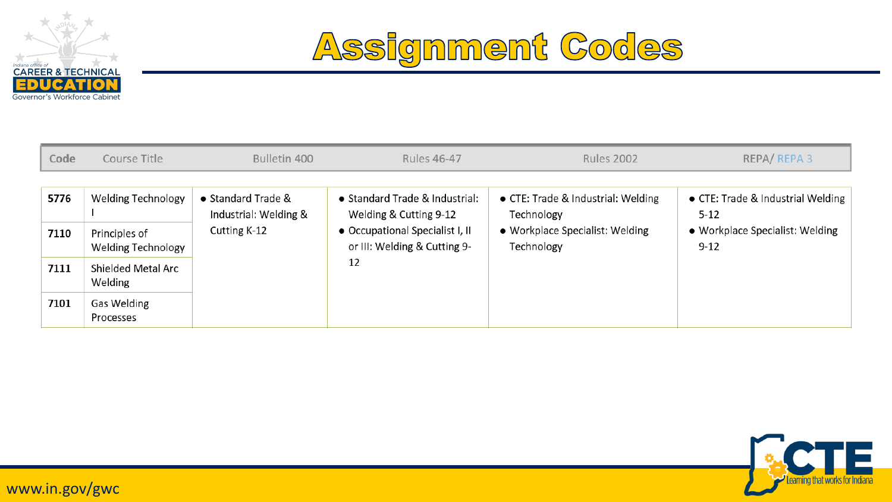# Assignment Codes

| Code | Course Title | Bulletin 400 | Rules 46-47 | Rules 2002 | REPA/ REPA 3 |
|---|---|---|---|---|---|
| 5776 | Welding Technology I | • Standard Trade & Industrial: Welding & Cutting K-12 | • Standard Trade & Industrial: Welding & Cutting 9-12<br>• Occupational Specialist I, II or III: Welding & Cutting 9-12 | • CTE: Trade & Industrial: Welding Technology<br>• Workplace Specialist: Welding Technology | • CTE: Trade & Industrial Welding 5-12<br>• Workplace Specialist: Welding 9-12 |
| 7110 | Principles of Welding Technology | | | | |
| 7111 | Shielded Metal Arc Welding | | | | |
| 7101 | Gas Welding Processes | | | | |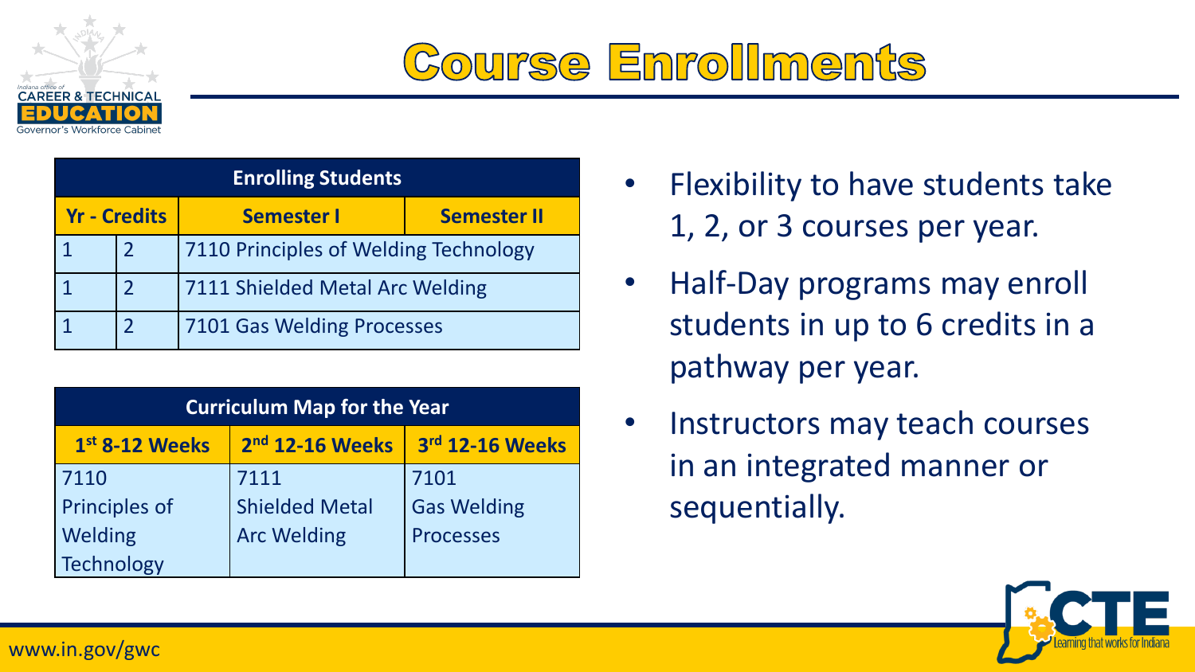# Course Enrollments

| Enrolling Students | | | |
|---|---|---|---|
| Yr - Credits | | Semester I | Semester II |
| 1 | 2 | 7110 Principles of Welding Technology | |
| 1 | 2 | 7111 Shielded Metal Arc Welding | |
| 1 | 2 | 7101 Gas Welding Processes | |

| Curriculum Map for the Year | | |
|---|---|---|
| 1st 8-12 Weeks | 2nd 12-16 Weeks | 3rd 12-16 Weeks |
| 7110 Principles of Welding Technology | 7111 Shielded Metal Arc Welding | 7101 Gas Welding Processes |

- Flexibility to have students take 1, 2, or 3 courses per year.
- Half-Day programs may enroll students in up to 6 credits in a pathway per year.
- Instructors may teach courses in an integrated manner or sequentially.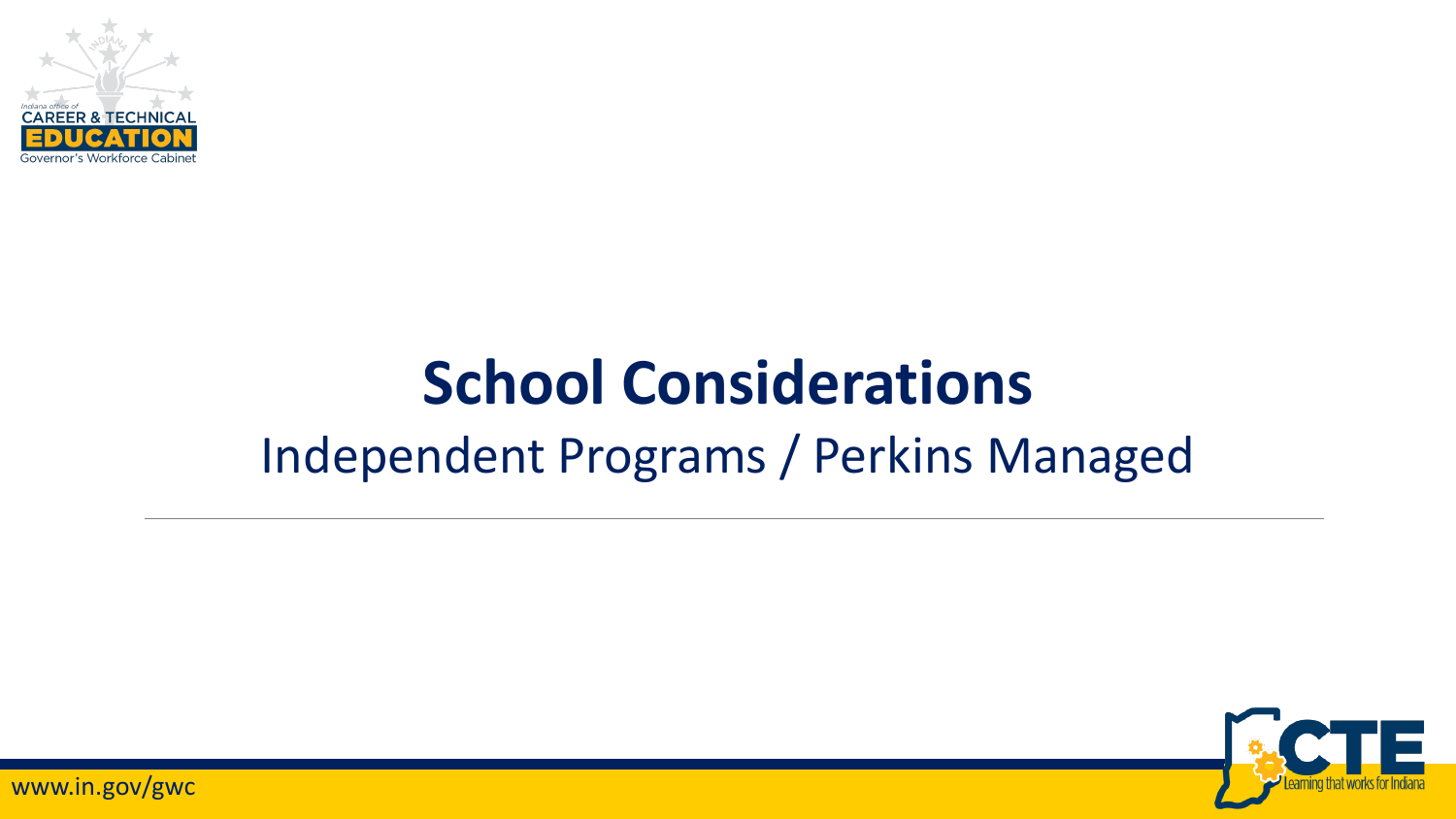# School Considerations

Independent Programs / Perkins Managed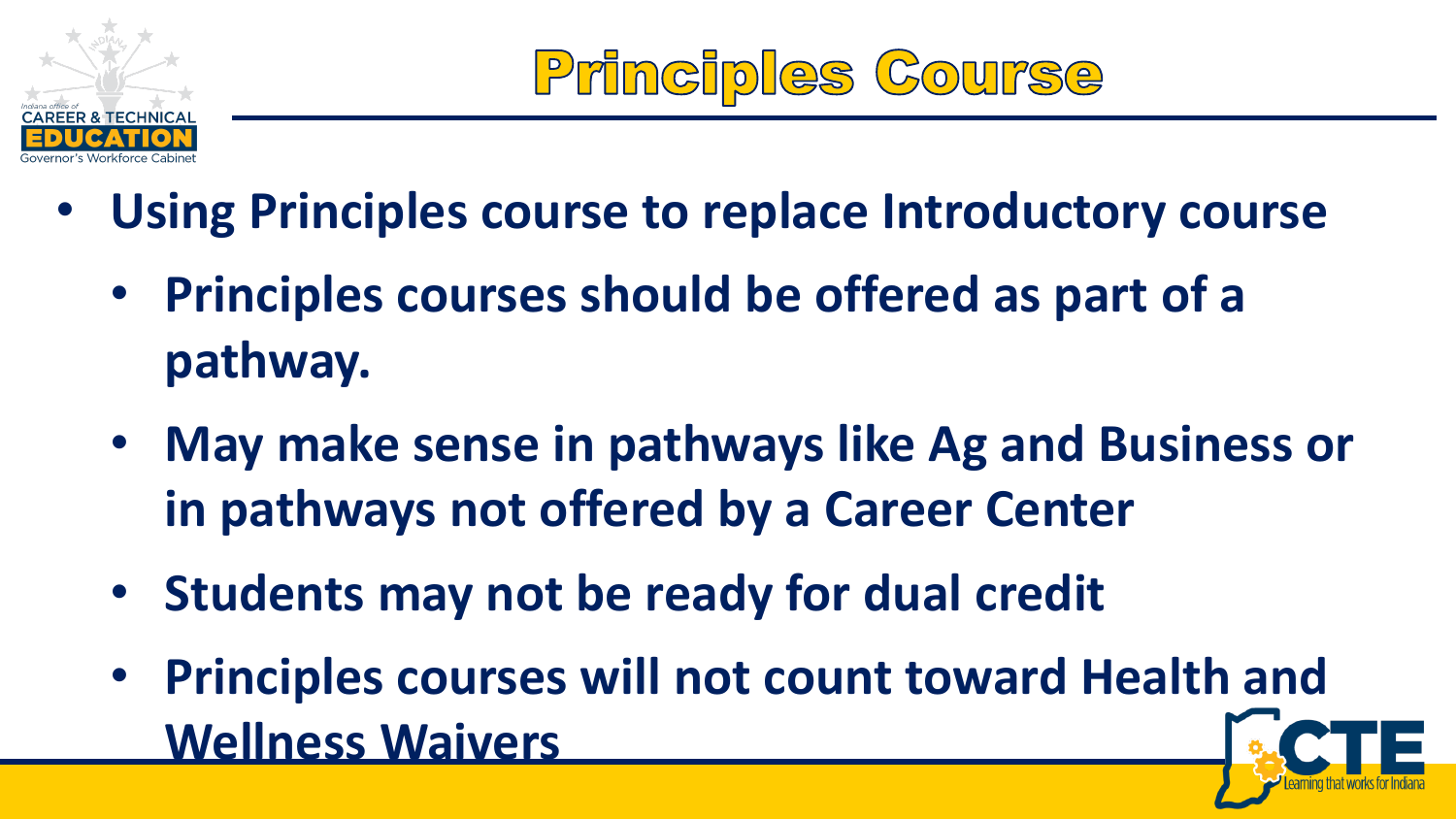# Principles Course

- Using Principles course to replace Introductory course
  - Principles courses should be offered as part of a pathway.
  - May make sense in pathways like Ag and Business or in pathways not offered by a Career Center
  - Students may not be ready for dual credit
  - Principles courses will not count toward Health and Wellness Waivers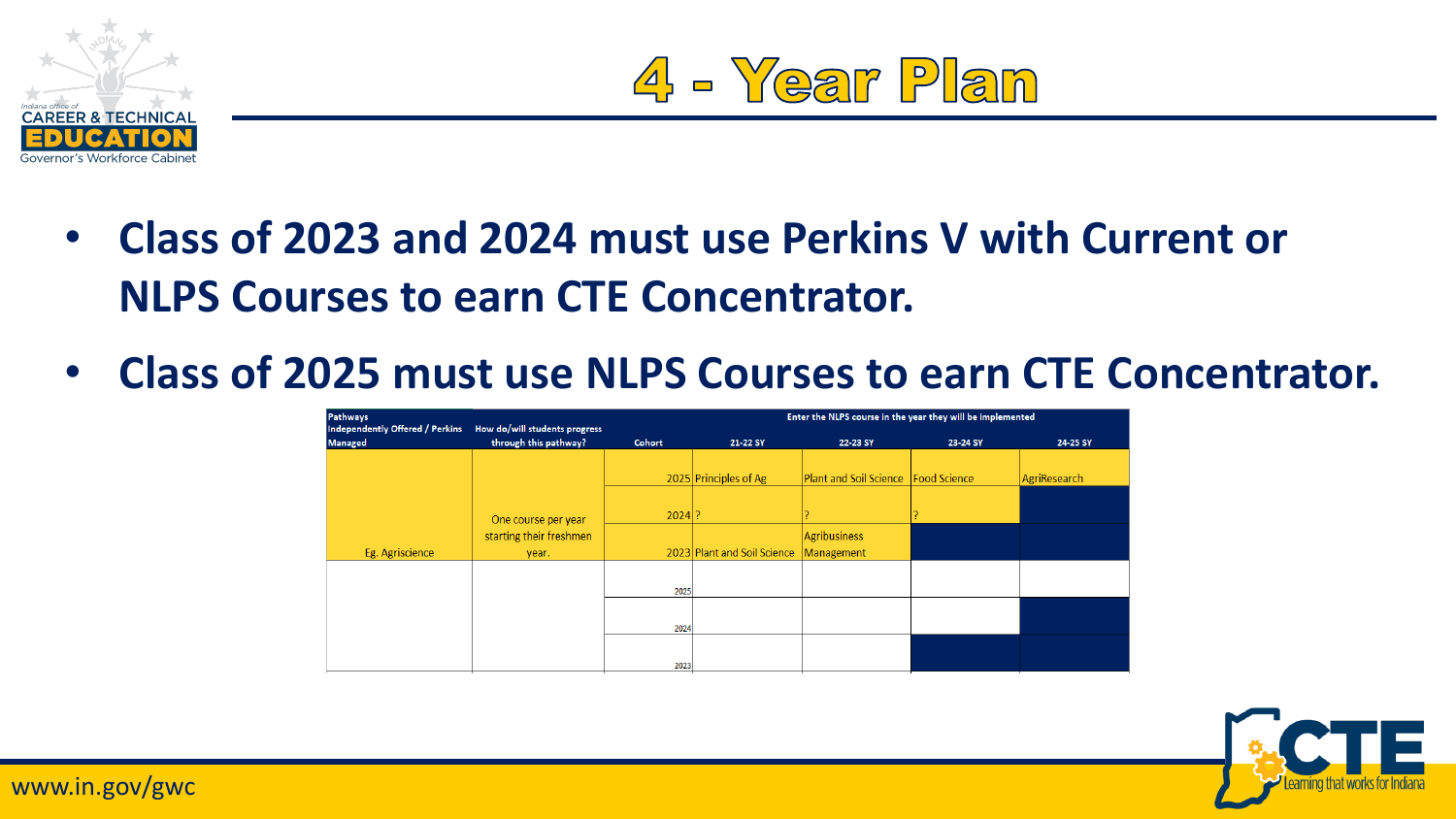# 4 - Year Plan

- **Class of 2023 and 2024 must use Perkins V with Current or NLPS Courses to earn CTE Concentrator.**
- **Class of 2025 must use NLPS Courses to earn CTE Concentrator.**

| Pathways Independently Offered / Perkins Managed | How do/will students progress through this pathway? | Cohort | Enter the NLPS course in the year they will be implemented | | | |
|---|---|---|---|---|---|---|
| | | | 21-22 SY | 22-23 SY | 23-24 SY | 24-25 SY |
| Eg. Agriscience | One course per year starting their freshmen year. | 2025 | Principles of Ag | Plant and Soil Science | Food Science | AgriResearch |
| | | 2024 | ? | ? | ? | |
| | | 2023 | Plant and Soil Science | Agribusiness Management | | |
| | | 2025 | | | | |
| | | 2024 | | | | |
| | | 2023 | | | | |

www.in.gov/gwc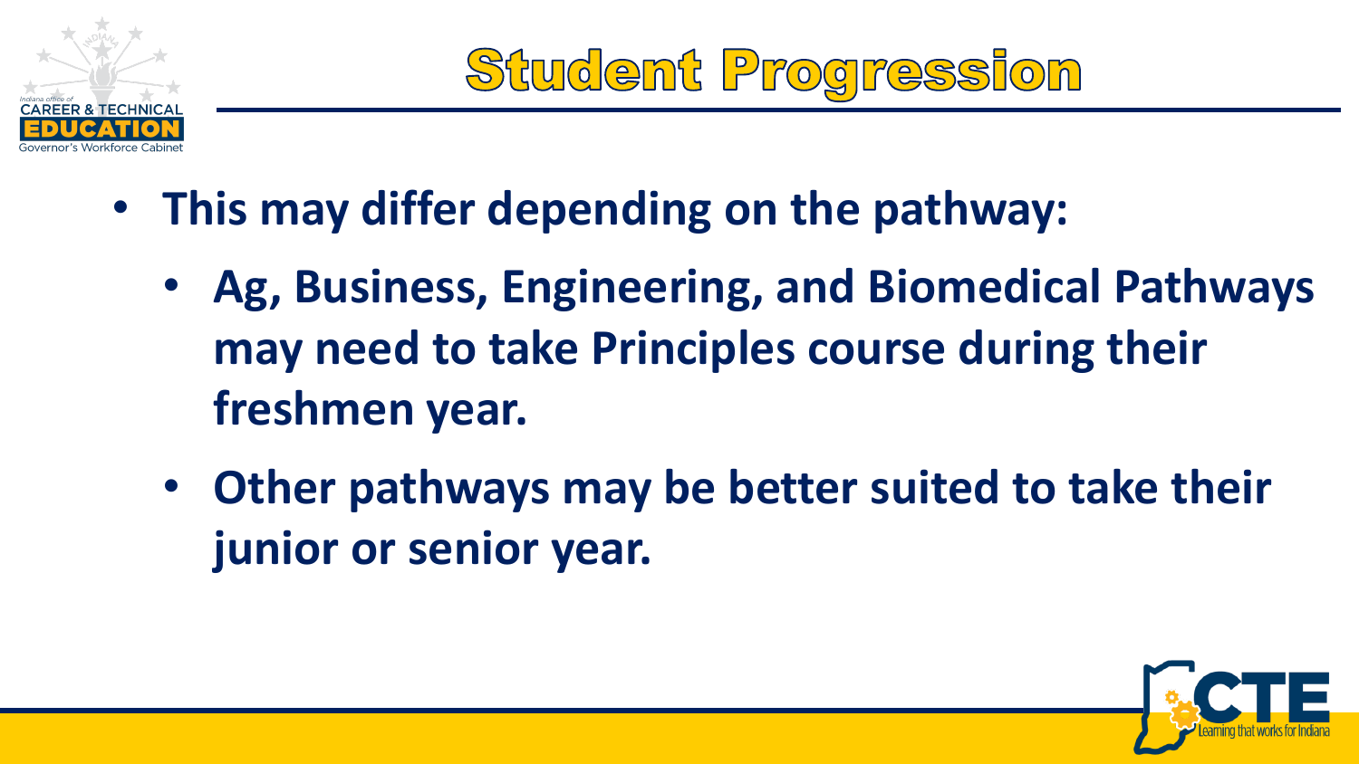# Student Progression

- **This may differ depending on the pathway:**
  - **Ag, Business, Engineering, and Biomedical Pathways may need to take Principles course during their freshmen year.**
  - **Other pathways may be better suited to take their junior or senior year.**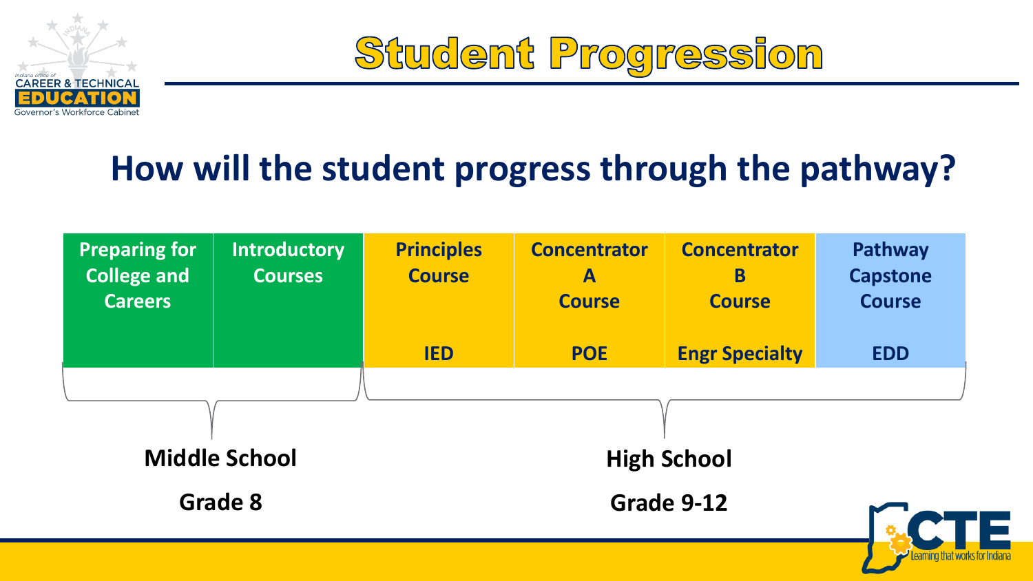# Student Progression

## How will the student progress through the pathway?

| Preparing for College and Careers | Introductory Courses | Principles Course | Concentrator A Course | Concentrator B Course | Pathway Capstone Course |
|---|---|---|---|---|---|
| | | IED | POE | Engr Specialty | EDD |
| **Middle School** | | **High School** | | | |
| **Grade 8** | | **Grade 9-12** | | | |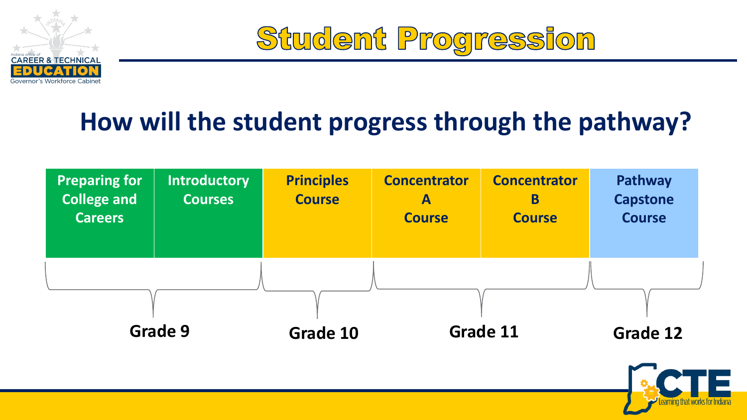# Student Progression

## How will the student progress through the pathway?

| Grade 9 | | Grade 10 | Grade 11 | | Grade 12 |
|---|---|---|---|---|---|
| Preparing for College and Careers | Introductory Courses | Principles Course | Concentrator A Course | Concentrator B Course | Pathway Capstone Course |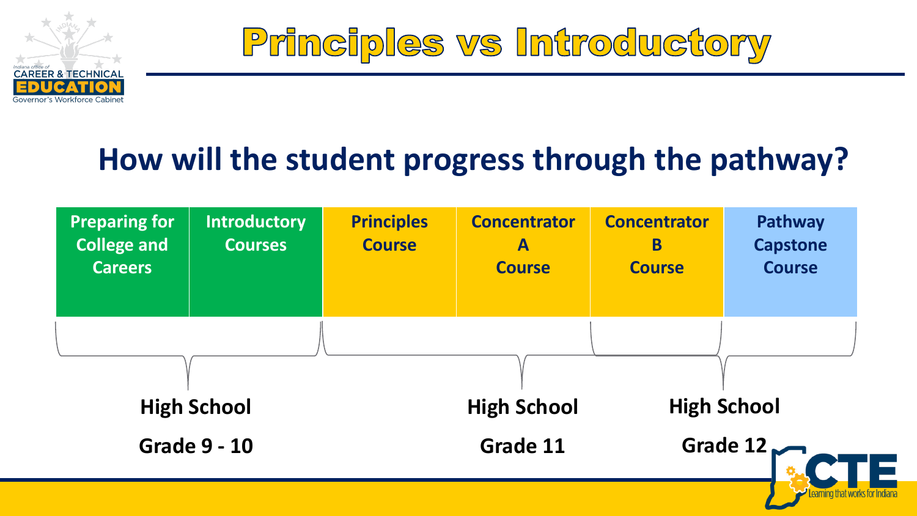# Principles vs Introductory

## How will the student progress through the pathway?

| Preparing for College and Careers | Introductory Courses | Principles Course | Concentrator A Course | Concentrator B Course | Pathway Capstone Course |
|---|---|---|---|---|---|

**High School Grade 9 - 10** (Preparing for College and Careers, Introductory Courses)

**High School Grade 11** (Principles Course, Concentrator A Course)

**High School Grade 12** (Concentrator B Course, Pathway Capstone Course)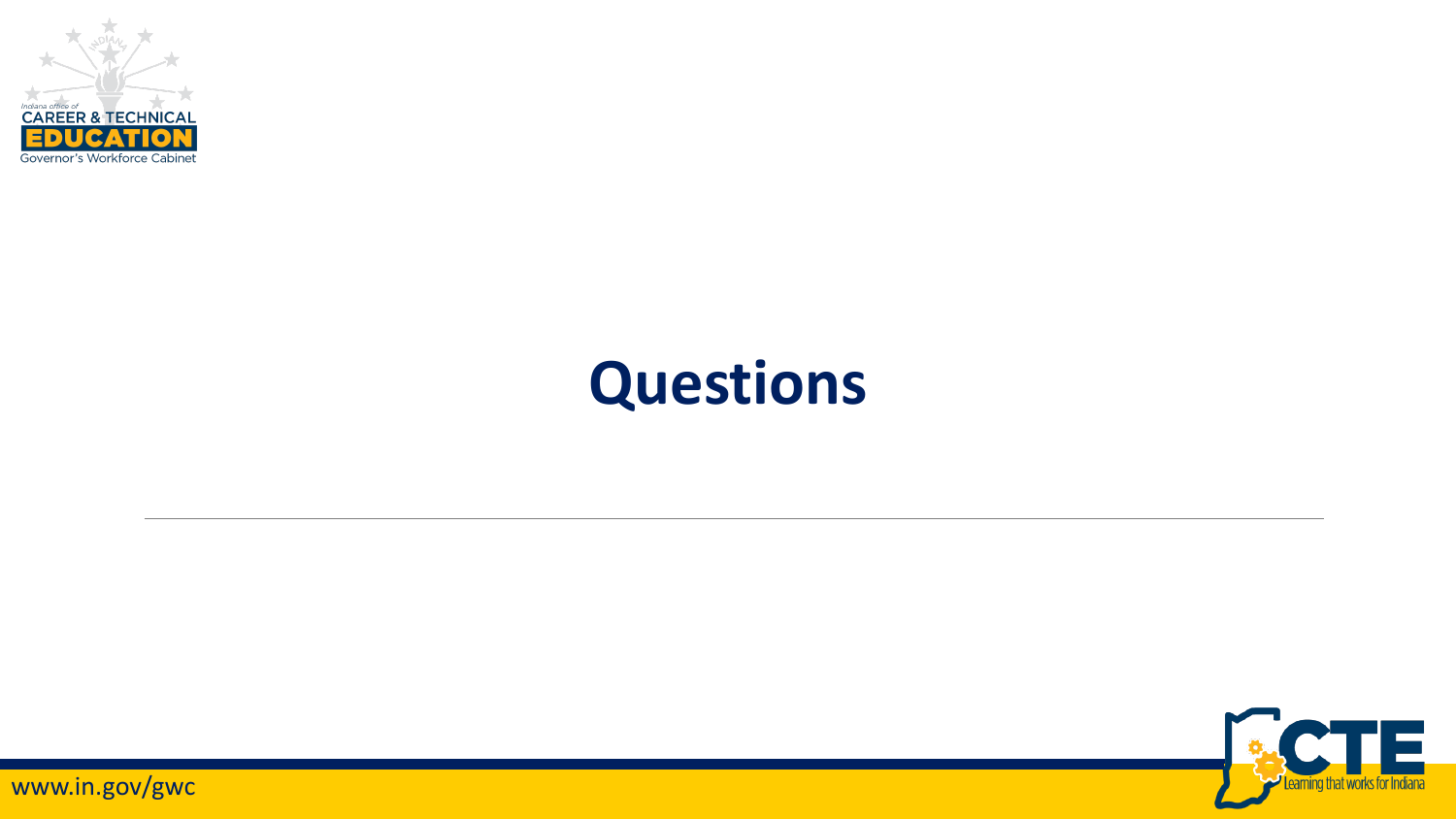# Questions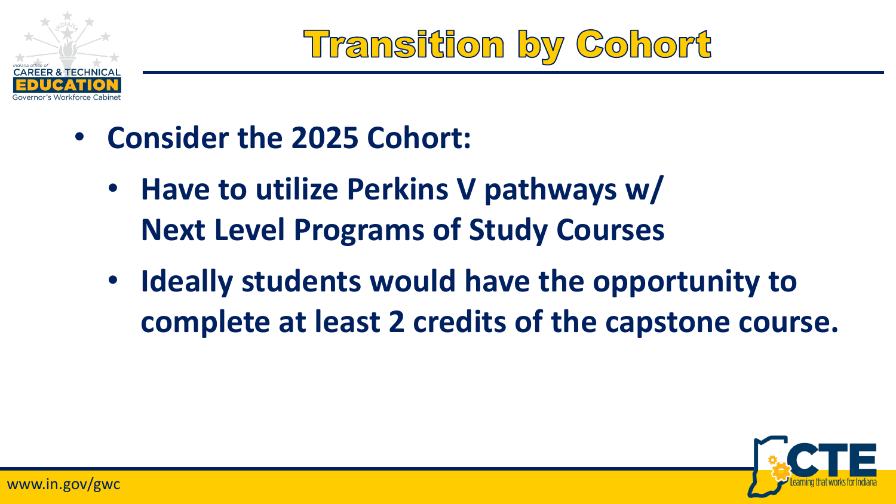# Transition by Cohort

- **Consider the 2025 Cohort:**
  - **Have to utilize Perkins V pathways w/ Next Level Programs of Study Courses**
  - **Ideally students would have the opportunity to complete at least 2 credits of the capstone course.**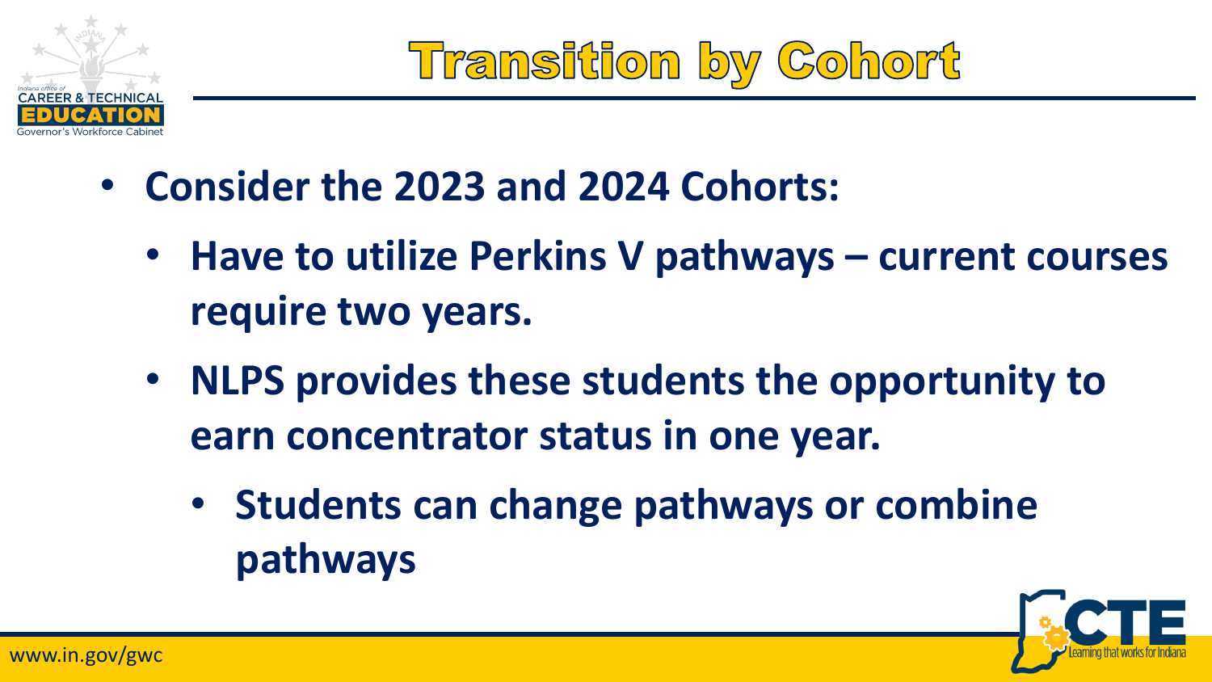# Transition by Cohort

- **Consider the 2023 and 2024 Cohorts:**
  - **Have to utilize Perkins V pathways – current courses require two years.**
  - **NLPS provides these students the opportunity to earn concentrator status in one year.**
    - **Students can change pathways or combine pathways**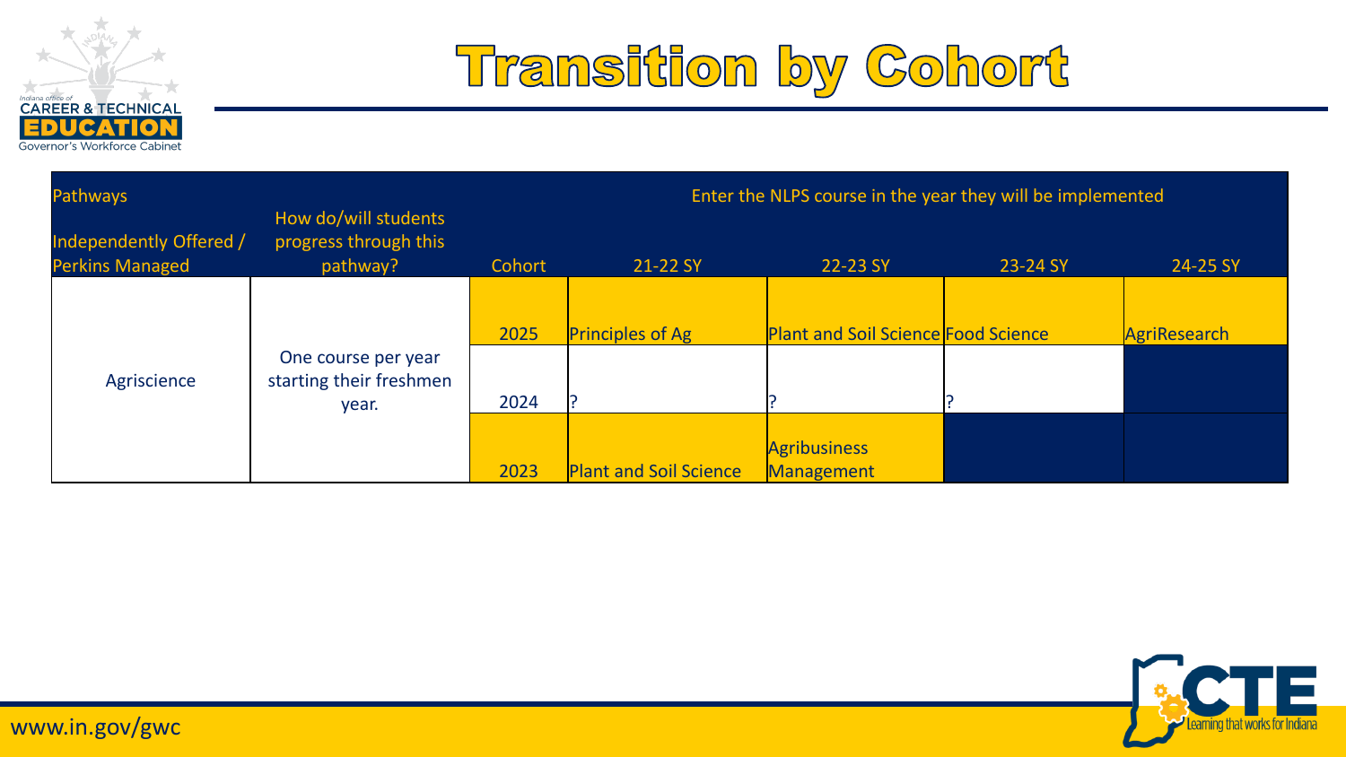# Transition by Cohort

| Pathways<br>Independently Offered / Perkins Managed | How do/will students progress through this pathway? | Cohort | Enter the NLPS course in the year they will be implemented | | | |
|---|---|---|---|---|---|---|
| | | | 21-22 SY | 22-23 SY | 23-24 SY | 24-25 SY |
| Agriscience | One course per year starting their freshmen year. | 2025 | Principles of Ag | Plant and Soil Science | Food Science | AgriResearch |
| | | 2024 | ? | ? | ? | |
| | | 2023 | Plant and Soil Science | Agribusiness Management | | |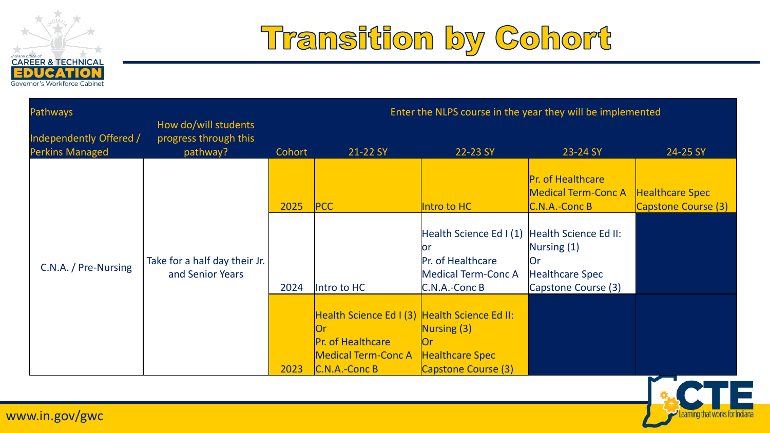# Transition by Cohort

| Pathways<br>Independently Offered / Perkins Managed | How do/will students progress through this pathway? | Cohort | 21-22 SY | 22-23 SY | 23-24 SY | 24-25 SY |
|---|---|---|---|---|---|---|
| | | | Enter the NLPS course in the year they will be implemented | | | |
| C.N.A. / Pre-Nursing | Take for a half day their Jr. and Senior Years | 2025 | PCC | Intro to HC | Pr. of Healthcare<br>Medical Term-Conc A<br>C.N.A.-Conc B | Healthcare Spec<br>Capstone Course (3) |
| | | 2024 | Intro to HC | Health Science Ed I (1)<br>or<br>Pr. of Healthcare<br>Medical Term-Conc A<br>C.N.A.-Conc B | Health Science Ed II:<br>Nursing (1)<br>Or<br>Healthcare Spec<br>Capstone Course (3) | |
| | | 2023 | Health Science Ed I (3)<br>Or<br>Pr. of Healthcare<br>Medical Term-Conc A<br>C.N.A.-Conc B | Health Science Ed II:<br>Nursing (3)<br>Or<br>Healthcare Spec<br>Capstone Course (3) | | |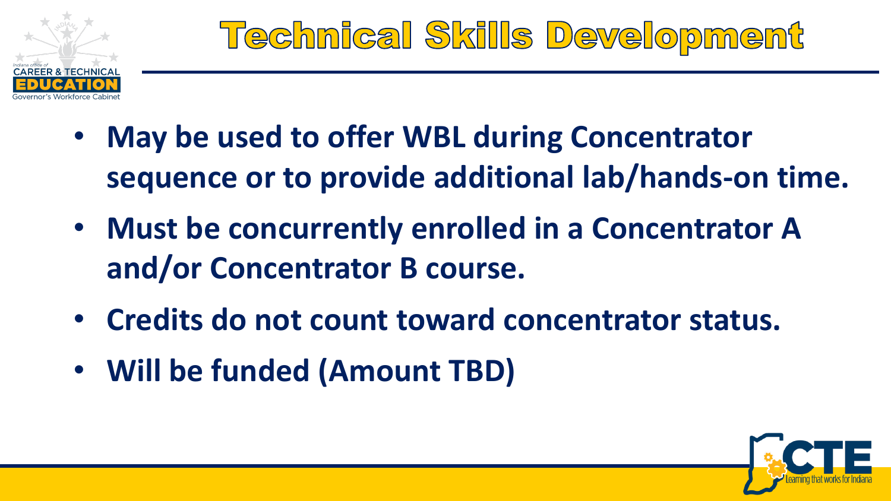# Technical Skills Development

- **May be used to offer WBL during Concentrator sequence or to provide additional lab/hands-on time.**
- **Must be concurrently enrolled in a Concentrator A and/or Concentrator B course.**
- **Credits do not count toward concentrator status.**
- **Will be funded (Amount TBD)**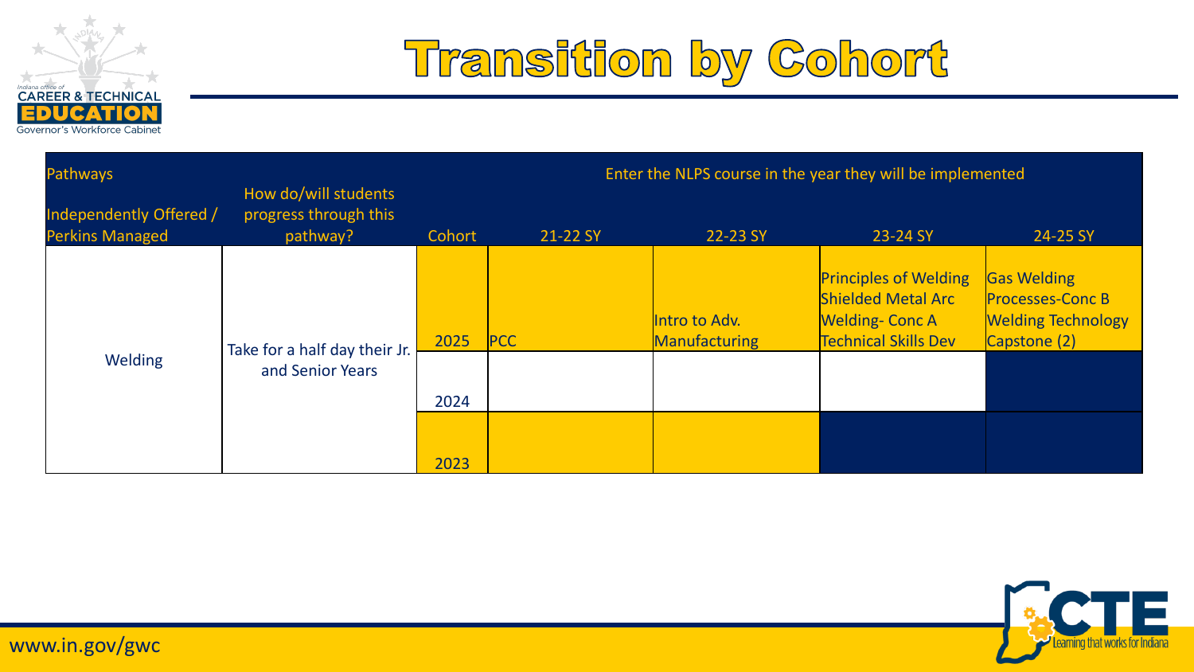# Transition by Cohort

| Pathways<br>Independently Offered / Perkins Managed | How do/will students progress through this pathway? | Cohort | Enter the NLPS course in the year they will be implemented | | | |
|---|---|---|---|---|---|---|
| | | | 21-22 SY | 22-23 SY | 23-24 SY | 24-25 SY |
| Welding | Take for a half day their Jr. and Senior Years | 2025 | PCC | Intro to Adv. Manufacturing | Principles of Welding<br>Shielded Metal Arc Welding- Conc A<br>Technical Skills Dev | Gas Welding Processes-Conc B<br>Welding Technology Capstone (2) |
| | | 2024 | | | | |
| | | 2023 | | | | |

www.in.gov/gwc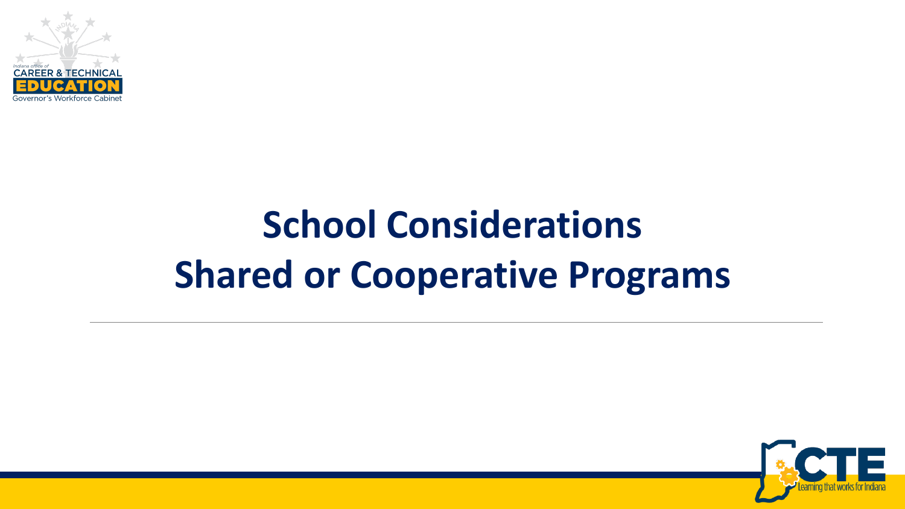# School Considerations
# Shared or Cooperative Programs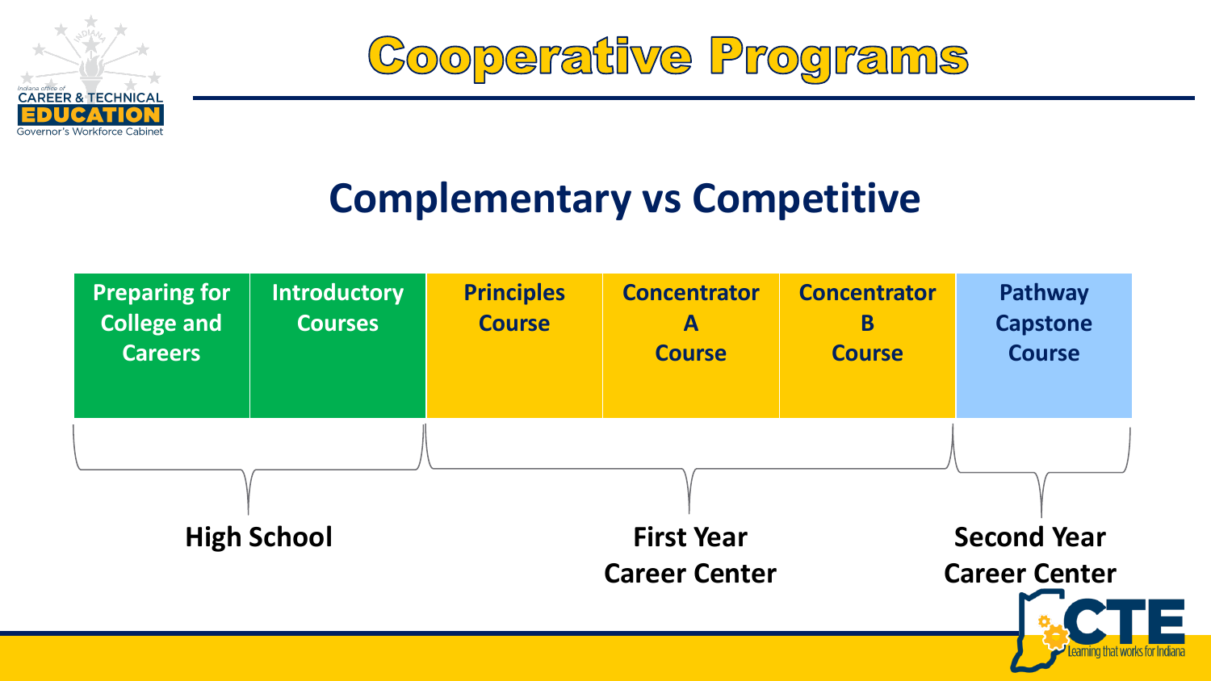# Cooperative Programs

## Complementary vs Competitive

| Preparing for College and Careers | Introductory Courses | Principles Course | Concentrator A Course | Concentrator B Course | Pathway Capstone Course |
|---|---|---|---|---|---|
| High School | | First Year Career Center | | | Second Year Career Center |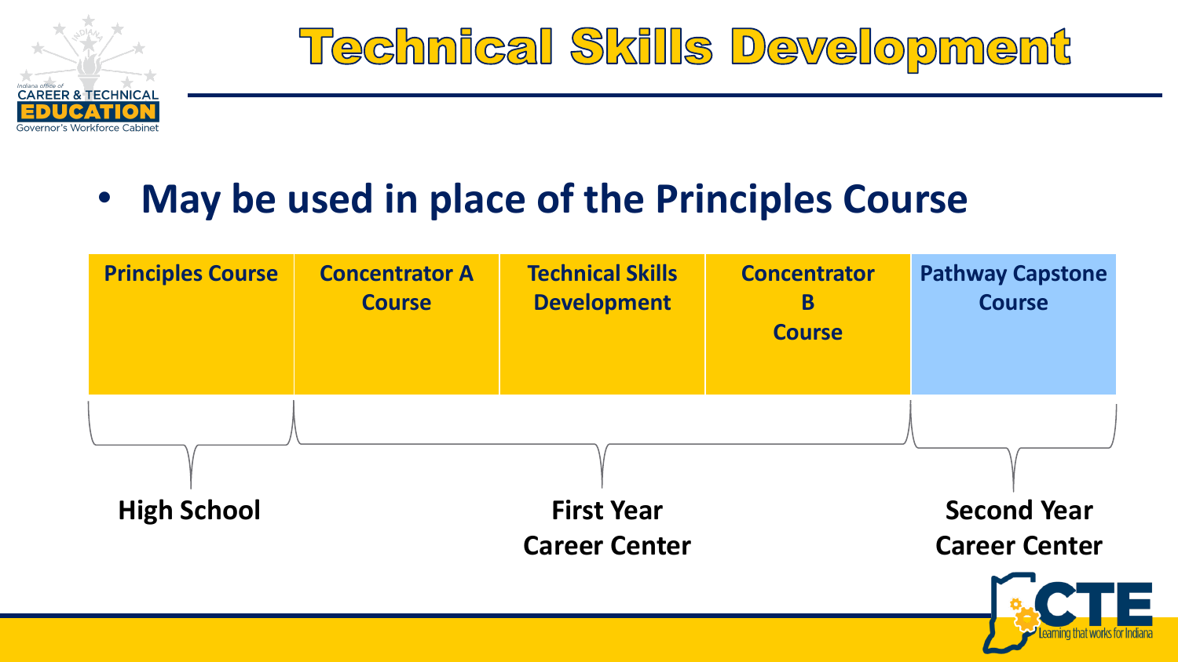# Technical Skills Development

- **May be used in place of the Principles Course**

| Principles Course | Concentrator A Course | Technical Skills Development | Concentrator B Course | Pathway Capstone Course |
|---|---|---|---|---|
| High School | First Year Career Center | | | Second Year Career Center |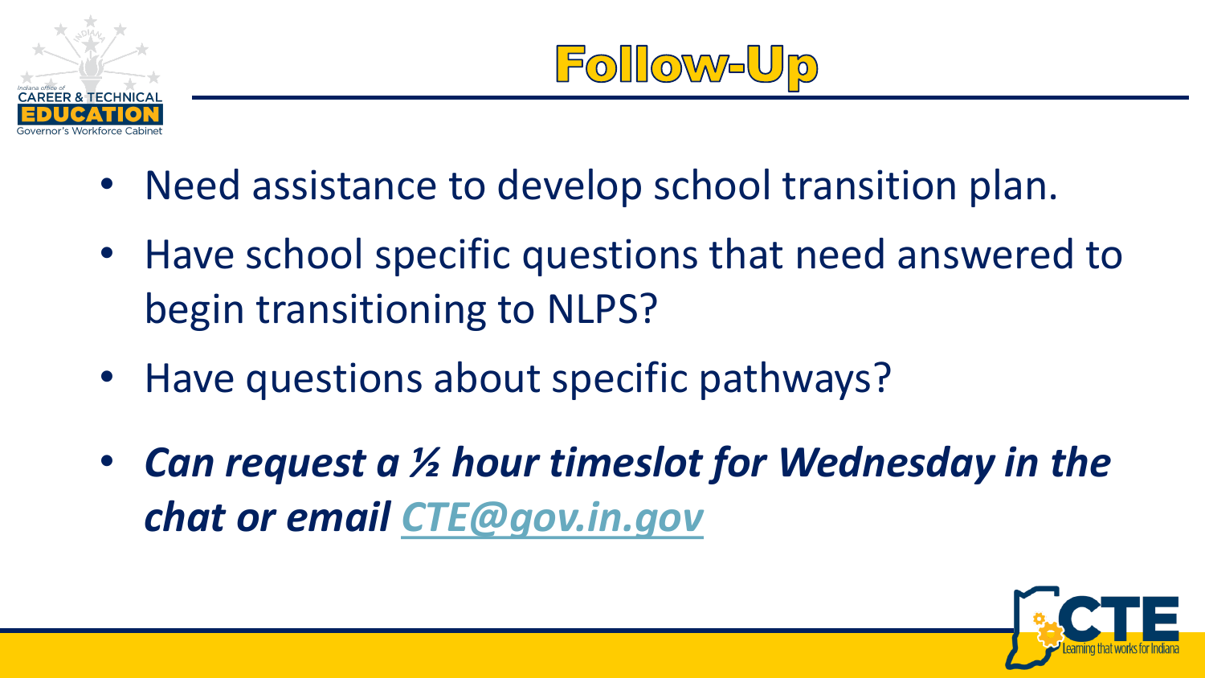# Follow-Up

- Need assistance to develop school transition plan.
- Have school specific questions that need answered to begin transitioning to NLPS?
- Have questions about specific pathways?
- ***Can request a ½ hour timeslot for Wednesday in the chat or email CTE@gov.in.gov***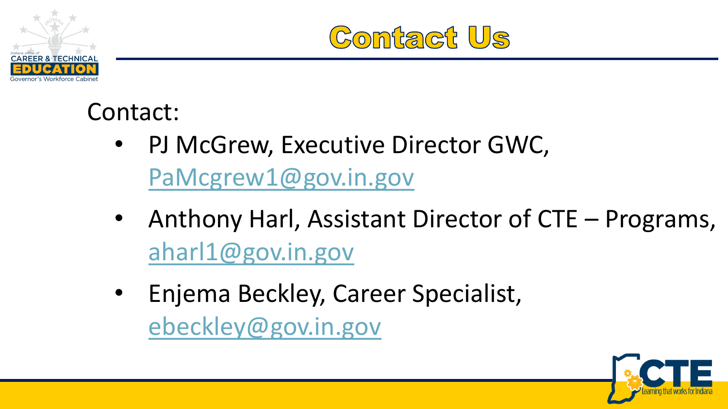# Contact Us

Contact:

- PJ McGrew, Executive Director GWC, PaMcgrew1@gov.in.gov
- Anthony Harl, Assistant Director of CTE – Programs, aharl1@gov.in.gov
- Enjema Beckley, Career Specialist, ebeckley@gov.in.gov